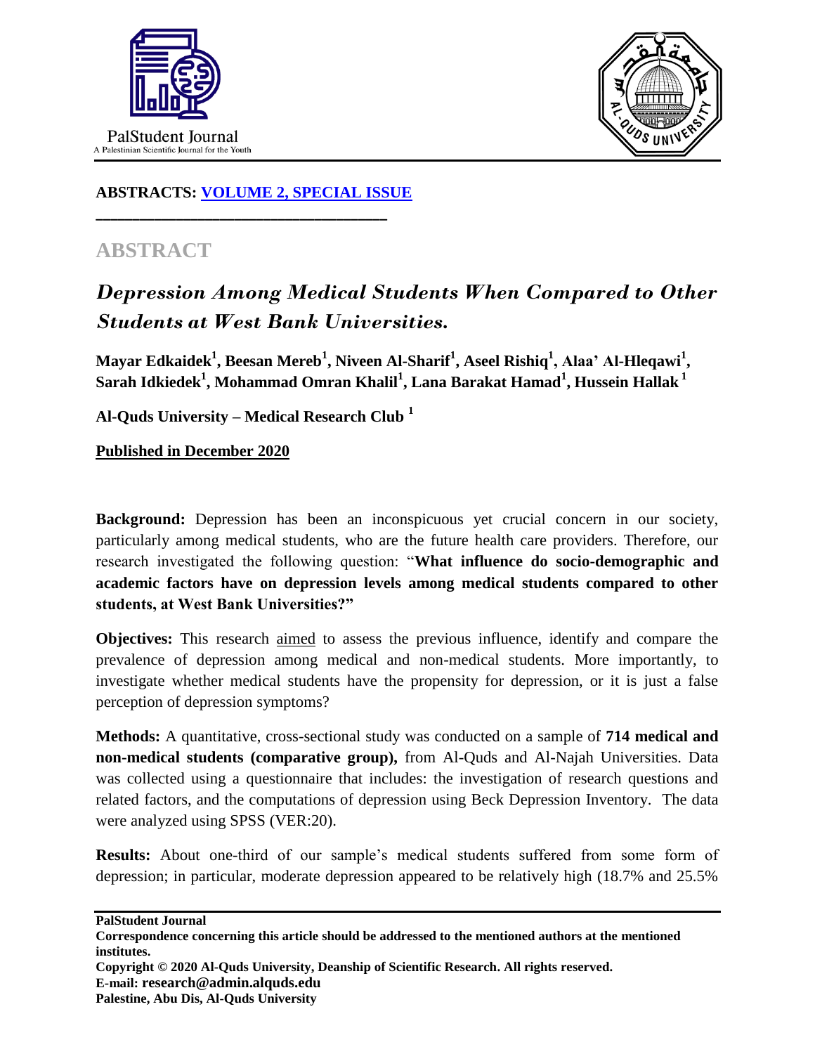**ABSTRACTS: [VOLUME 2, SPECIAL ISSUE]**

## ABSTRACT

# *Depression Among Medical Students When Compared to Other Students at West Bank Universities.*

**Mayar Edkaidek[1], Beesan Mereb[1], Niveen Al-Sharif[1], Aseel Rishiq[1], Alaa' Al-Hleqawi[1], Sarah Idkiedek[1], Mohammad Omran Khalil[1], Lana Barakat Hamad[1], Hussein Hallak[1]**

**Al-Quds University – Medical Research Club [1]**

**Published in December 2020**

**Background:** Depression has been an inconspicuous yet crucial concern in our society, particularly among medical students, who are the future health care providers. Therefore, our research investigated the following question: "**What influence do socio-demographic and academic factors have on depression levels among medical students compared to other students, at West Bank Universities?"**

**Objectives:** This research aimed to assess the previous influence, identify and compare the prevalence of depression among medical and non-medical students. More importantly, to investigate whether medical students have the propensity for depression, or it is just a false perception of depression symptoms?

**Methods:** A quantitative, cross-sectional study was conducted on a sample of **714 medical and non-medical students (comparative group),** from Al-Quds and Al-Najah Universities. Data was collected using a questionnaire that includes: the investigation of research questions and related factors, and the computations of depression using Beck Depression Inventory. The data were analyzed using SPSS (VER:20).

**Results:** About one-third of our sample's medical students suffered from some form of depression; in particular, moderate depression appeared to be relatively high (18.7% and 25.5%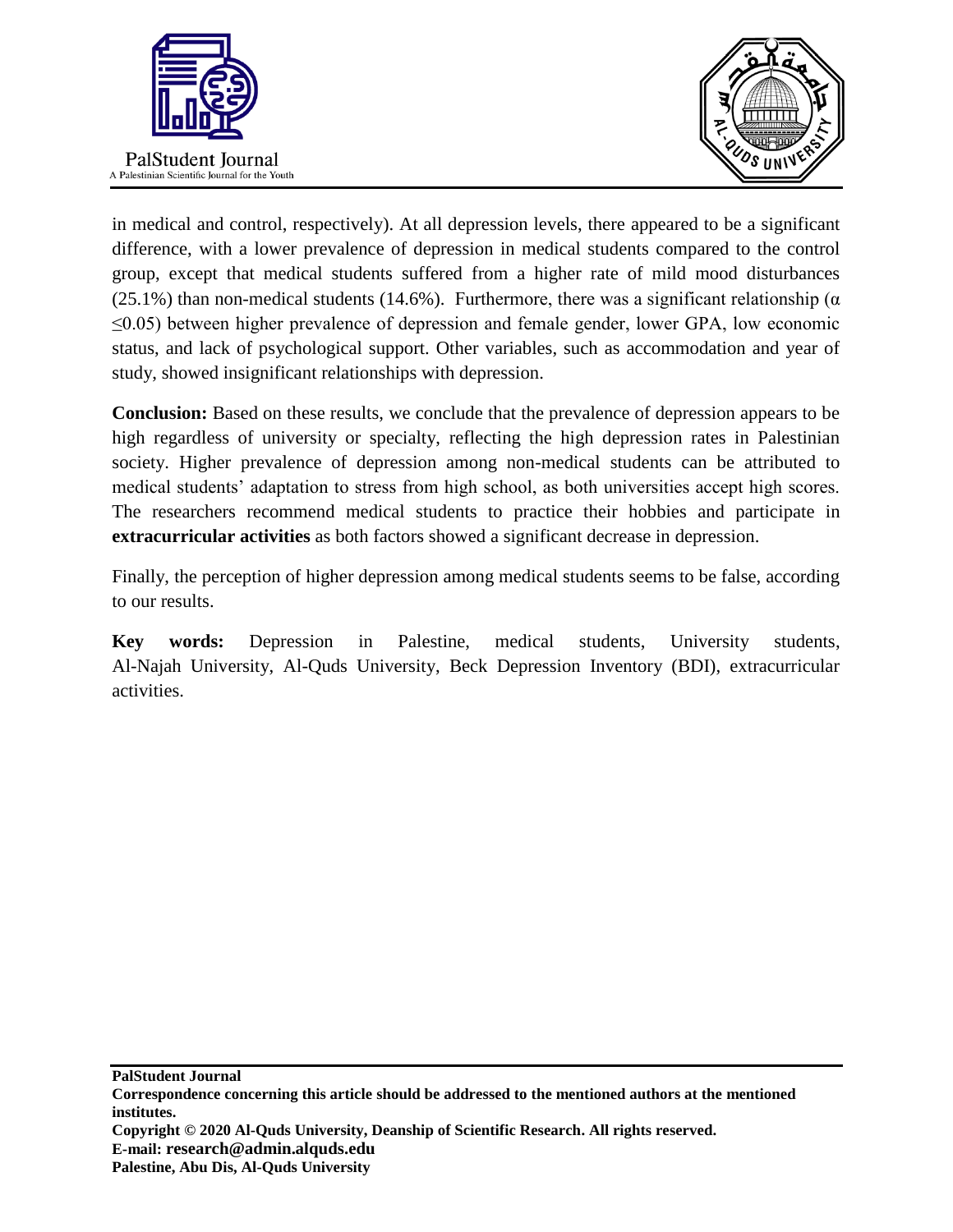in medical and control, respectively). At all depression levels, there appeared to be a significant difference, with a lower prevalence of depression in medical students compared to the control group, except that medical students suffered from a higher rate of mild mood disturbances (25.1%) than non-medical students (14.6%). Furthermore, there was a significant relationship ($\alpha \leq 0.05$) between higher prevalence of depression and female gender, lower GPA, low economic status, and lack of psychological support. Other variables, such as accommodation and year of study, showed insignificant relationships with depression.

**Conclusion:** Based on these results, we conclude that the prevalence of depression appears to be high regardless of university or specialty, reflecting the high depression rates in Palestinian society. Higher prevalence of depression among non-medical students can be attributed to medical students' adaptation to stress from high school, as both universities accept high scores. The researchers recommend medical students to practice their hobbies and participate in **extracurricular activities** as both factors showed a significant decrease in depression.

Finally, the perception of higher depression among medical students seems to be false, according to our results.

**Key words:** Depression in Palestine, medical students, University students, Al-Najah University, Al-Quds University, Beck Depression Inventory (BDI), extracurricular activities.

**Correspondence concerning this article should be addressed to the mentioned authors at the mentioned institutes.**